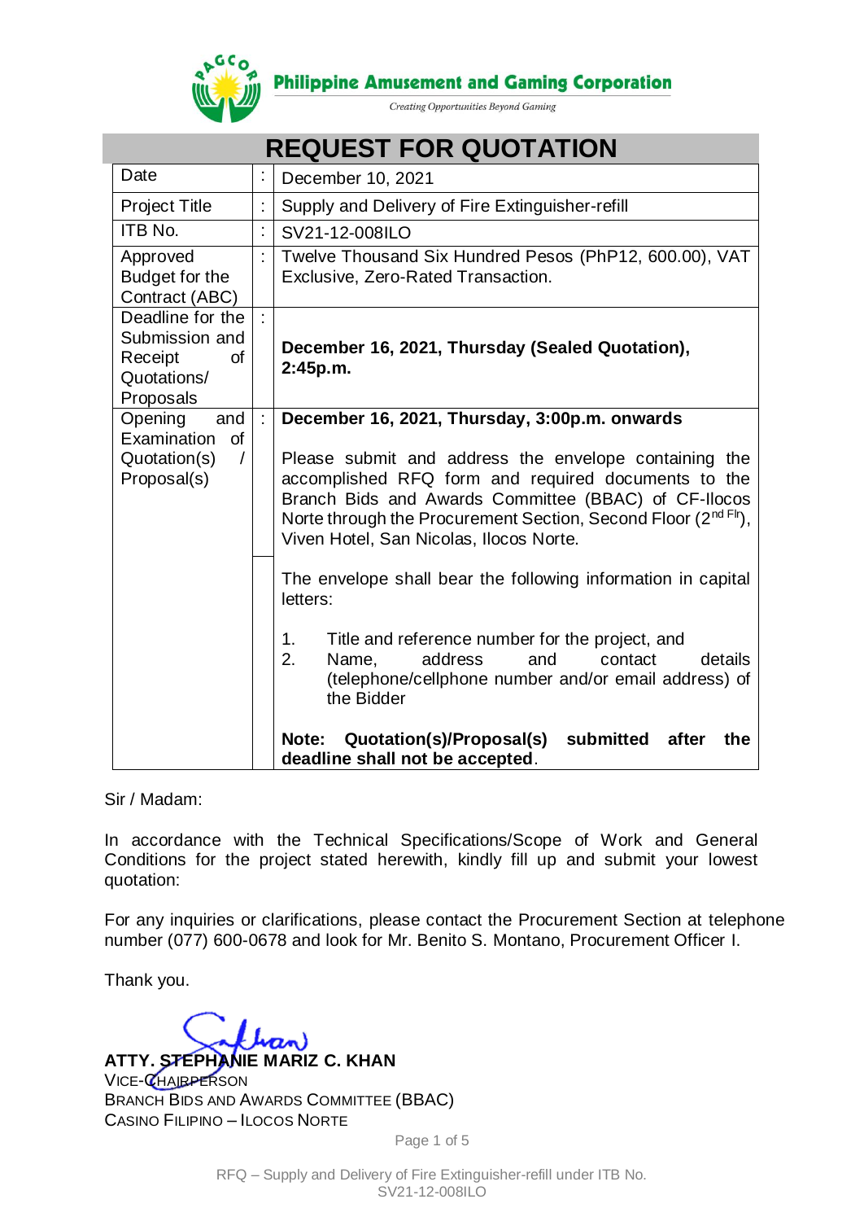Philippine Amusement and Gaming Corporation

*Creating Opportunities Beyond Gaming*

# REQUEST FOR QUOTATION

| | | |
|---|---|---|
| Date | : | December 10, 2021 |
| Project Title | : | Supply and Delivery of Fire Extinguisher-refill |
| ITB No. | : | SV21-12-008ILO |
| Approved Budget for the Contract (ABC) | : | Twelve Thousand Six Hundred Pesos (PhP12, 600.00), VAT Exclusive, Zero-Rated Transaction. |
| Deadline for the Submission and Receipt of Quotations/ Proposals | : | **December 16, 2021, Thursday (Sealed Quotation), 2:45p.m.** |
| Opening and Examination of Quotation(s) / Proposal(s) | : | **December 16, 2021, Thursday, 3:00p.m. onwards**<br><br>Please submit and address the envelope containing the accomplished RFQ form and required documents to the Branch Bids and Awards Committee (BBAC) of CF-Ilocos Norte through the Procurement Section, Second Floor (2nd Flr), Viven Hotel, San Nicolas, Ilocos Norte. |
| | | The envelope shall bear the following information in capital letters:<br><br>1. Title and reference number for the project, and<br>2. Name, address and contact details (telephone/cellphone number and/or email address) of the Bidder<br><br>**Note: Quotation(s)/Proposal(s) submitted after the deadline shall not be accepted**. |

Sir / Madam:

In accordance with the Technical Specifications/Scope of Work and General Conditions for the project stated herewith, kindly fill up and submit your lowest quotation:

For any inquiries or clarifications, please contact the Procurement Section at telephone number (077) 600-0678 and look for Mr. Benito S. Montano, Procurement Officer I.

Thank you.

**ATTY. STEPHANIE MARIZ C. KHAN**
VICE-CHAIRPERSON
BRANCH BIDS AND AWARDS COMMITTEE (BBAC)
CASINO FILIPINO – ILOCOS NORTE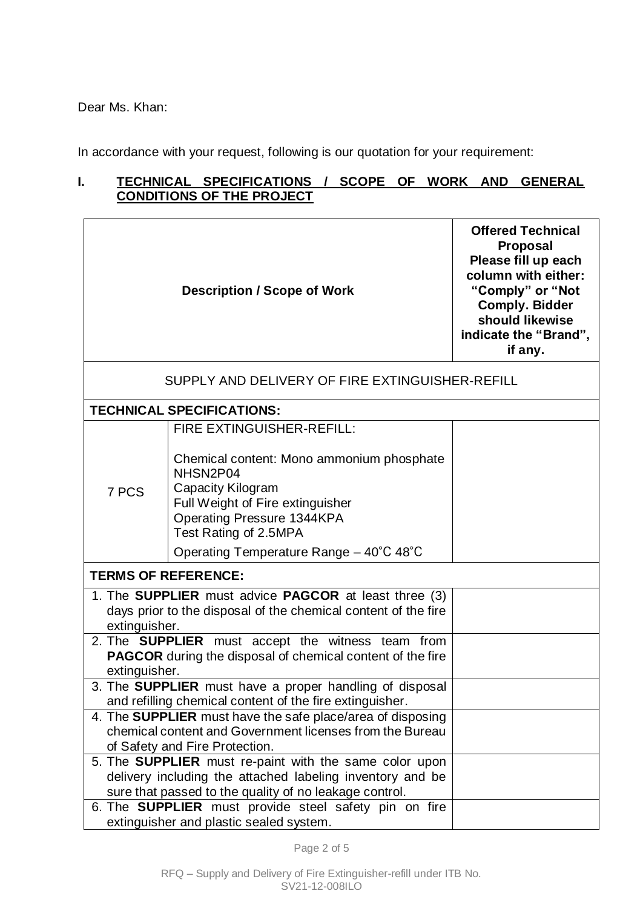Dear Ms. Khan:

In accordance with your request, following is our quotation for your requirement:

## I. TECHNICAL SPECIFICATIONS / SCOPE OF WORK AND GENERAL CONDITIONS OF THE PROJECT

| Description / Scope of Work | | Offered Technical Proposal Please fill up each column with either: "Comply" or "Not Comply. Bidder should likewise indicate the "Brand", if any. |
|---|---|---|
| SUPPLY AND DELIVERY OF FIRE EXTINGUISHER-REFILL | | |
| **TECHNICAL SPECIFICATIONS:** | | |
| 7 PCS | FIRE EXTINGUISHER-REFILL:<br><br>Chemical content: Mono ammonium phosphate NHSN2P04<br>Capacity Kilogram<br>Full Weight of Fire extinguisher<br>Operating Pressure 1344KPA<br>Test Rating of 2.5MPA<br>Operating Temperature Range – 40˚C 48˚C | |
| **TERMS OF REFERENCE:** | | |
| 1. The **SUPPLIER** must advice **PAGCOR** at least three (3) days prior to the disposal of the chemical content of the fire extinguisher. | | |
| 2. The **SUPPLIER** must accept the witness team from **PAGCOR** during the disposal of chemical content of the fire extinguisher. | | |
| 3. The **SUPPLIER** must have a proper handling of disposal and refilling chemical content of the fire extinguisher. | | |
| 4. The **SUPPLIER** must have the safe place/area of disposing chemical content and Government licenses from the Bureau of Safety and Fire Protection. | | |
| 5. The **SUPPLIER** must re-paint with the same color upon delivery including the attached labeling inventory and be sure that passed to the quality of no leakage control. | | |
| 6. The **SUPPLIER** must provide steel safety pin on fire extinguisher and plastic sealed system. | | |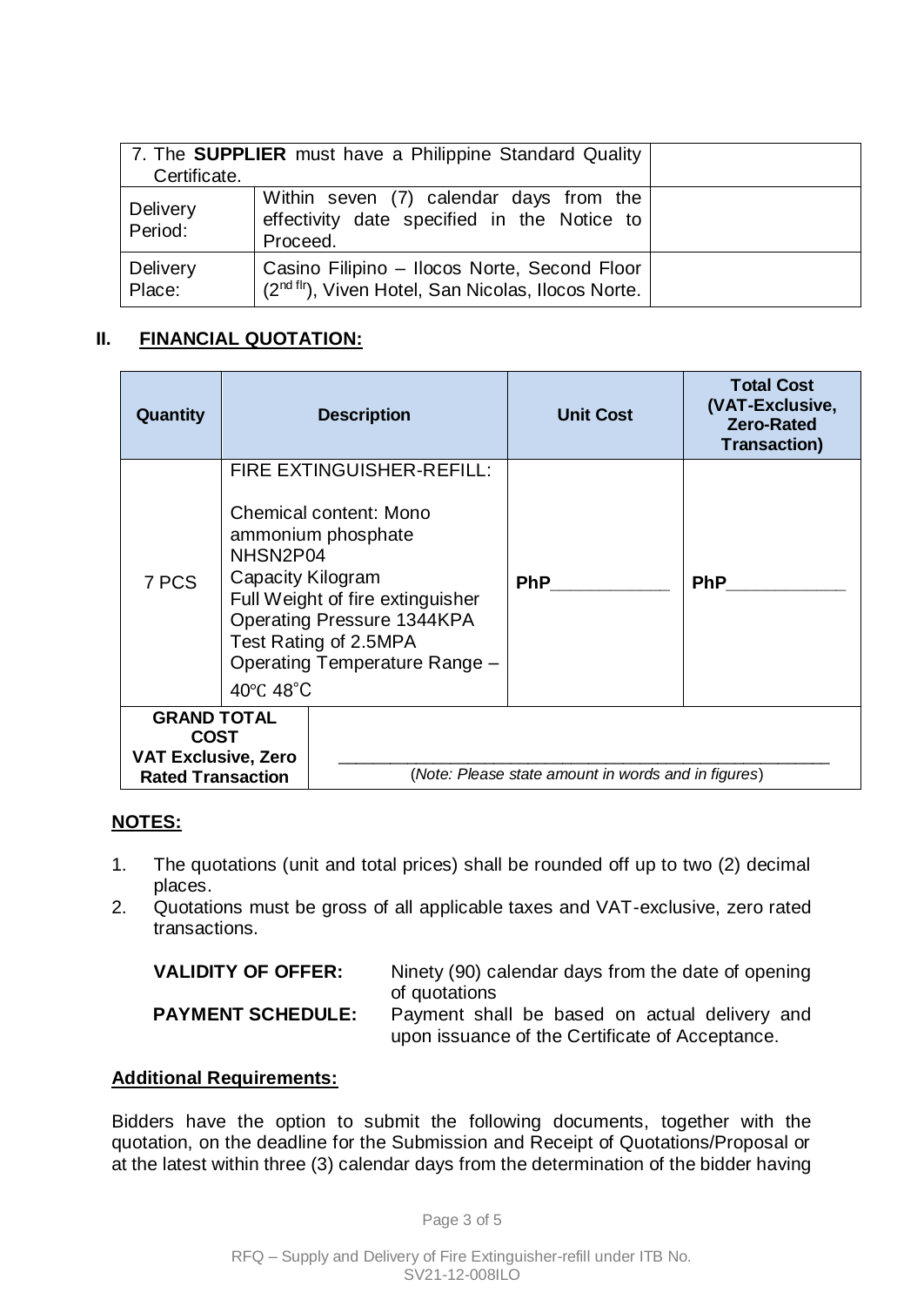| 7. The **SUPPLIER** must have a Philippine Standard Quality Certificate. | | |
| --- | --- | --- |
| Delivery Period: | Within seven (7) calendar days from the effectivity date specified in the Notice to Proceed. | |
| Delivery Place: | Casino Filipino – Ilocos Norte, Second Floor (2[nd flr]), Viven Hotel, San Nicolas, Ilocos Norte. | |

## II. FINANCIAL QUOTATION:

| Quantity | Description | Unit Cost | Total Cost (VAT-Exclusive, Zero-Rated Transaction) |
| --- | --- | --- | --- |
| 7 PCS | FIRE EXTINGUISHER-REFILL:<br><br>Chemical content: Mono ammonium phosphate NHSN2P04<br>Capacity Kilogram<br>Full Weight of fire extinguisher<br>Operating Pressure 1344KPA<br>Test Rating of 2.5MPA<br>Operating Temperature Range – 40℃ 48˚C | **PhP**\_\_\_\_\_\_\_\_\_\_\_\_ | **PhP**\_\_\_\_\_\_\_\_\_\_\_\_ |
| **GRAND TOTAL COST VAT Exclusive, Zero Rated Transaction** | \_\_\_\_\_\_\_\_\_\_\_\_\_\_\_\_\_\_\_\_\_\_\_\_\_\_\_\_\_\_\_\_\_\_\_\_\_\_\_\_<br>(*Note: Please state amount in words and in figures*) | | |

**NOTES:**

1. The quotations (unit and total prices) shall be rounded off up to two (2) decimal places.
2. Quotations must be gross of all applicable taxes and VAT-exclusive, zero rated transactions.

**VALIDITY OF OFFER:** Ninety (90) calendar days from the date of opening of quotations

**PAYMENT SCHEDULE:** Payment shall be based on actual delivery and upon issuance of the Certificate of Acceptance.

**Additional Requirements:**

Bidders have the option to submit the following documents, together with the quotation, on the deadline for the Submission and Receipt of Quotations/Proposal or at the latest within three (3) calendar days from the determination of the bidder having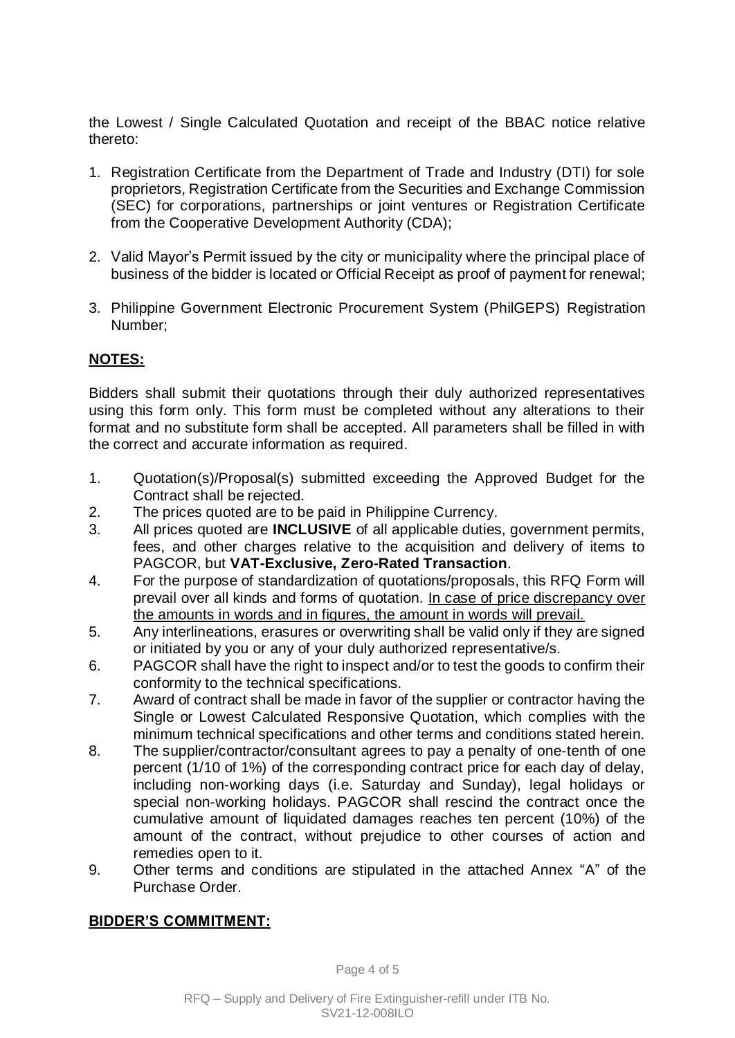the Lowest / Single Calculated Quotation and receipt of the BBAC notice relative thereto:

1. Registration Certificate from the Department of Trade and Industry (DTI) for sole proprietors, Registration Certificate from the Securities and Exchange Commission (SEC) for corporations, partnerships or joint ventures or Registration Certificate from the Cooperative Development Authority (CDA);

2. Valid Mayor's Permit issued by the city or municipality where the principal place of business of the bidder is located or Official Receipt as proof of payment for renewal;

3. Philippine Government Electronic Procurement System (PhilGEPS) Registration Number;

**NOTES:**

Bidders shall submit their quotations through their duly authorized representatives using this form only. This form must be completed without any alterations to their format and no substitute form shall be accepted. All parameters shall be filled in with the correct and accurate information as required.

1. Quotation(s)/Proposal(s) submitted exceeding the Approved Budget for the Contract shall be rejected.
2. The prices quoted are to be paid in Philippine Currency.
3. All prices quoted are **INCLUSIVE** of all applicable duties, government permits, fees, and other charges relative to the acquisition and delivery of items to PAGCOR, but **VAT-Exclusive, Zero-Rated Transaction**.
4. For the purpose of standardization of quotations/proposals, this RFQ Form will prevail over all kinds and forms of quotation. In case of price discrepancy over the amounts in words and in figures, the amount in words will prevail.
5. Any interlineations, erasures or overwriting shall be valid only if they are signed or initiated by you or any of your duly authorized representative/s.
6. PAGCOR shall have the right to inspect and/or to test the goods to confirm their conformity to the technical specifications.
7. Award of contract shall be made in favor of the supplier or contractor having the Single or Lowest Calculated Responsive Quotation, which complies with the minimum technical specifications and other terms and conditions stated herein.
8. The supplier/contractor/consultant agrees to pay a penalty of one-tenth of one percent (1/10 of 1%) of the corresponding contract price for each day of delay, including non-working days (i.e. Saturday and Sunday), legal holidays or special non-working holidays. PAGCOR shall rescind the contract once the cumulative amount of liquidated damages reaches ten percent (10%) of the amount of the contract, without prejudice to other courses of action and remedies open to it.
9. Other terms and conditions are stipulated in the attached Annex "A" of the Purchase Order.

**BIDDER'S COMMITMENT:**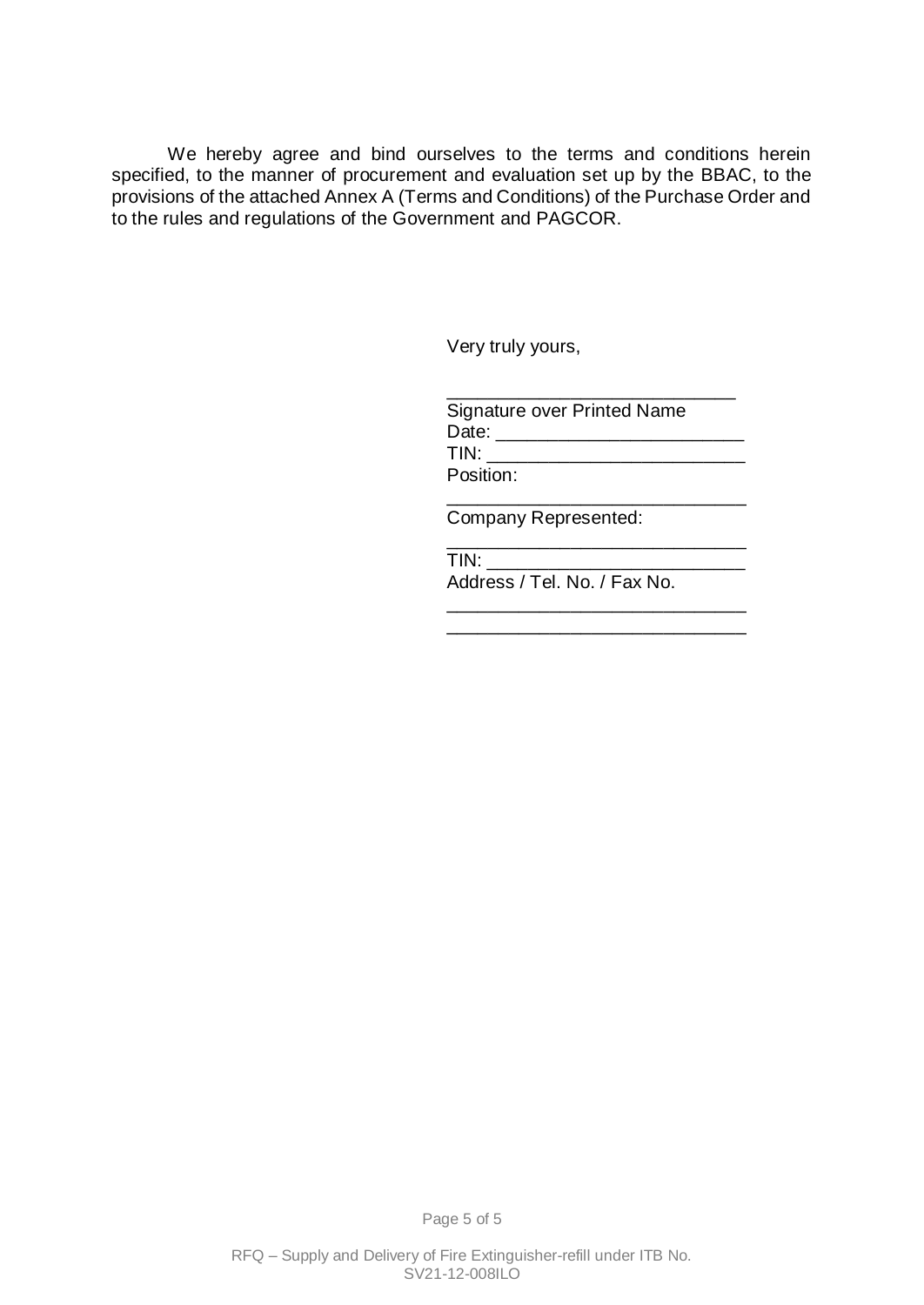We hereby agree and bind ourselves to the terms and conditions herein specified, to the manner of procurement and evaluation set up by the BBAC, to the provisions of the attached Annex A (Terms and Conditions) of the Purchase Order and to the rules and regulations of the Government and PAGCOR.

Very truly yours,

_____________________________
Signature over Printed Name
Date: ________________________
TIN: _________________________
Position:
_____________________________
Company Represented:
_____________________________
TIN: _________________________
Address / Tel. No. / Fax No.
_____________________________
_____________________________